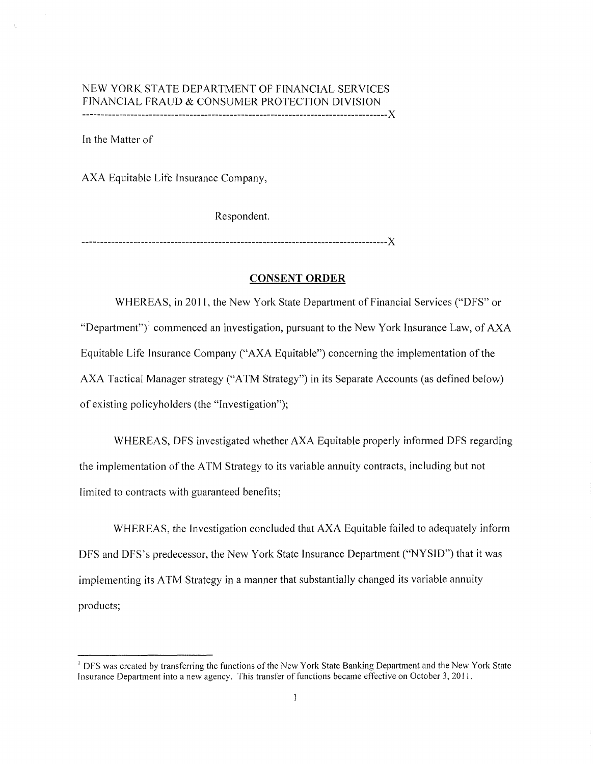NEW YORK STATE DEPARTMENT OF FINANCIAL SERVICES
FINANCIAL FRAUD & CONSUMER PROTECTION DIVISION

---

In the Matter of

AXA Equitable Life Insurance Company,

Respondent.

---

## CONSENT ORDER

WHEREAS, in 2011, the New York State Department of Financial Services ("DFS" or "Department")[1] commenced an investigation, pursuant to the New York Insurance Law, of AXA Equitable Life Insurance Company ("AXA Equitable") concerning the implementation of the AXA Tactical Manager strategy ("ATM Strategy") in its Separate Accounts (as defined below) of existing policyholders (the "Investigation");

WHEREAS, DFS investigated whether AXA Equitable properly informed DFS regarding the implementation of the ATM Strategy to its variable annuity contracts, including but not limited to contracts with guaranteed benefits;

WHEREAS, the Investigation concluded that AXA Equitable failed to adequately inform DFS and DFS's predecessor, the New York State Insurance Department ("NYSID") that it was implementing its ATM Strategy in a manner that substantially changed its variable annuity products;

---

[1] DFS was created by transferring the functions of the New York State Banking Department and the New York State Insurance Department into a new agency. This transfer of functions became effective on October 3, 2011.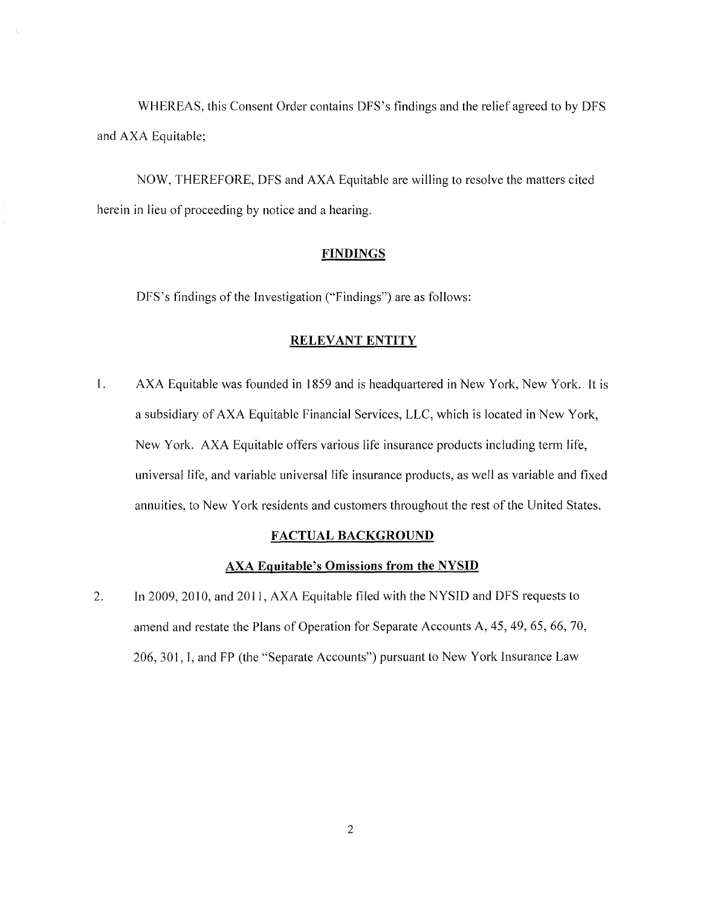WHEREAS, this Consent Order contains DFS's findings and the relief agreed to by DFS and AXA Equitable;

NOW, THEREFORE, DFS and AXA Equitable are willing to resolve the matters cited herein in lieu of proceeding by notice and a hearing.

## FINDINGS

DFS's findings of the Investigation ("Findings") are as follows:

## RELEVANT ENTITY

1. AXA Equitable was founded in 1859 and is headquartered in New York, New York. It is a subsidiary of AXA Equitable Financial Services, LLC, which is located in New York, New York. AXA Equitable offers various life insurance products including term life, universal life, and variable universal life insurance products, as well as variable and fixed annuities, to New York residents and customers throughout the rest of the United States.

## FACTUAL BACKGROUND

### AXA Equitable's Omissions from the NYSID

2. In 2009, 2010, and 2011, AXA Equitable filed with the NYSID and DFS requests to amend and restate the Plans of Operation for Separate Accounts A, 45, 49, 65, 66, 70, 206, 301, I, and FP (the "Separate Accounts") pursuant to New York Insurance Law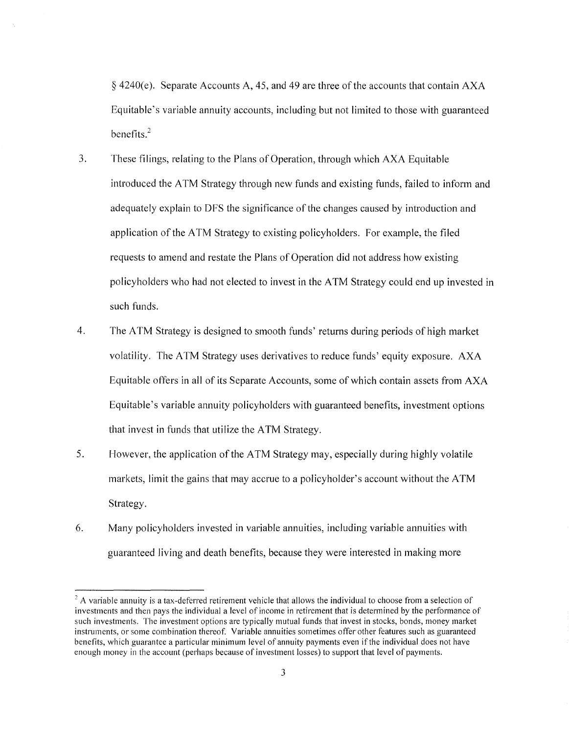§ 4240(e). Separate Accounts A, 45, and 49 are three of the accounts that contain AXA Equitable's variable annuity accounts, including but not limited to those with guaranteed benefits.[2]

3. These filings, relating to the Plans of Operation, through which AXA Equitable introduced the ATM Strategy through new funds and existing funds, failed to inform and adequately explain to DFS the significance of the changes caused by introduction and application of the ATM Strategy to existing policyholders. For example, the filed requests to amend and restate the Plans of Operation did not address how existing policyholders who had not elected to invest in the ATM Strategy could end up invested in such funds.

4. The ATM Strategy is designed to smooth funds' returns during periods of high market volatility. The ATM Strategy uses derivatives to reduce funds' equity exposure. AXA Equitable offers in all of its Separate Accounts, some of which contain assets from AXA Equitable's variable annuity policyholders with guaranteed benefits, investment options that invest in funds that utilize the ATM Strategy.

5. However, the application of the ATM Strategy may, especially during highly volatile markets, limit the gains that may accrue to a policyholder's account without the ATM Strategy.

6. Many policyholders invested in variable annuities, including variable annuities with guaranteed living and death benefits, because they were interested in making more

[2] A variable annuity is a tax-deferred retirement vehicle that allows the individual to choose from a selection of investments and then pays the individual a level of income in retirement that is determined by the performance of such investments. The investment options are typically mutual funds that invest in stocks, bonds, money market instruments, or some combination thereof. Variable annuities sometimes offer other features such as guaranteed benefits, which guarantee a particular minimum level of annuity payments even if the individual does not have enough money in the account (perhaps because of investment losses) to support that level of payments.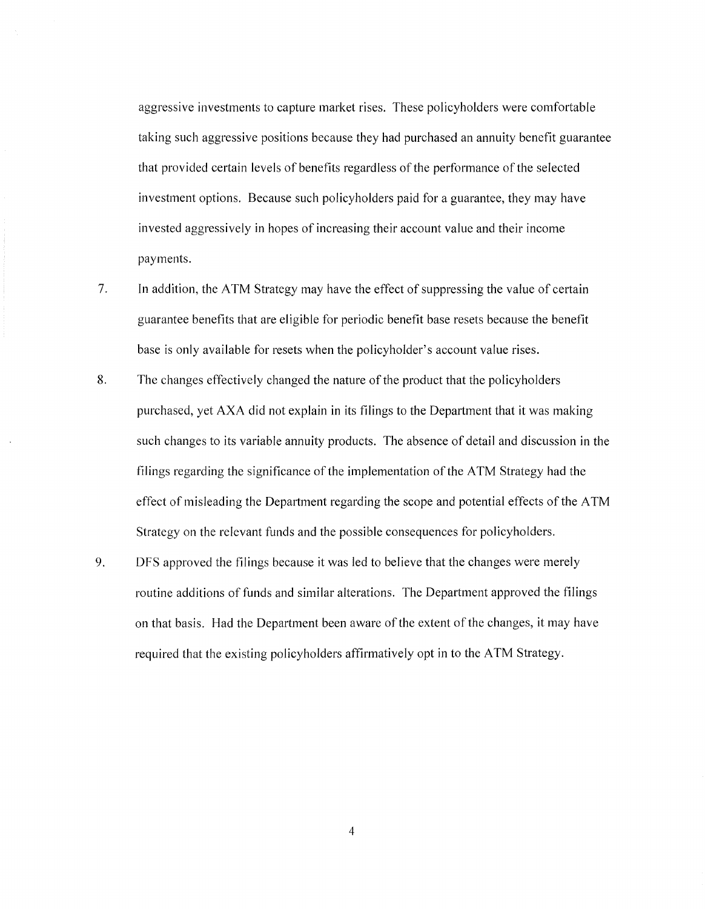aggressive investments to capture market rises. These policyholders were comfortable taking such aggressive positions because they had purchased an annuity benefit guarantee that provided certain levels of benefits regardless of the performance of the selected investment options. Because such policyholders paid for a guarantee, they may have invested aggressively in hopes of increasing their account value and their income payments.

7. In addition, the ATM Strategy may have the effect of suppressing the value of certain guarantee benefits that are eligible for periodic benefit base resets because the benefit base is only available for resets when the policyholder's account value rises.

8. The changes effectively changed the nature of the product that the policyholders purchased, yet AXA did not explain in its filings to the Department that it was making such changes to its variable annuity products. The absence of detail and discussion in the filings regarding the significance of the implementation of the ATM Strategy had the effect of misleading the Department regarding the scope and potential effects of the ATM Strategy on the relevant funds and the possible consequences for policyholders.

9. DFS approved the filings because it was led to believe that the changes were merely routine additions of funds and similar alterations. The Department approved the filings on that basis. Had the Department been aware of the extent of the changes, it may have required that the existing policyholders affirmatively opt in to the ATM Strategy.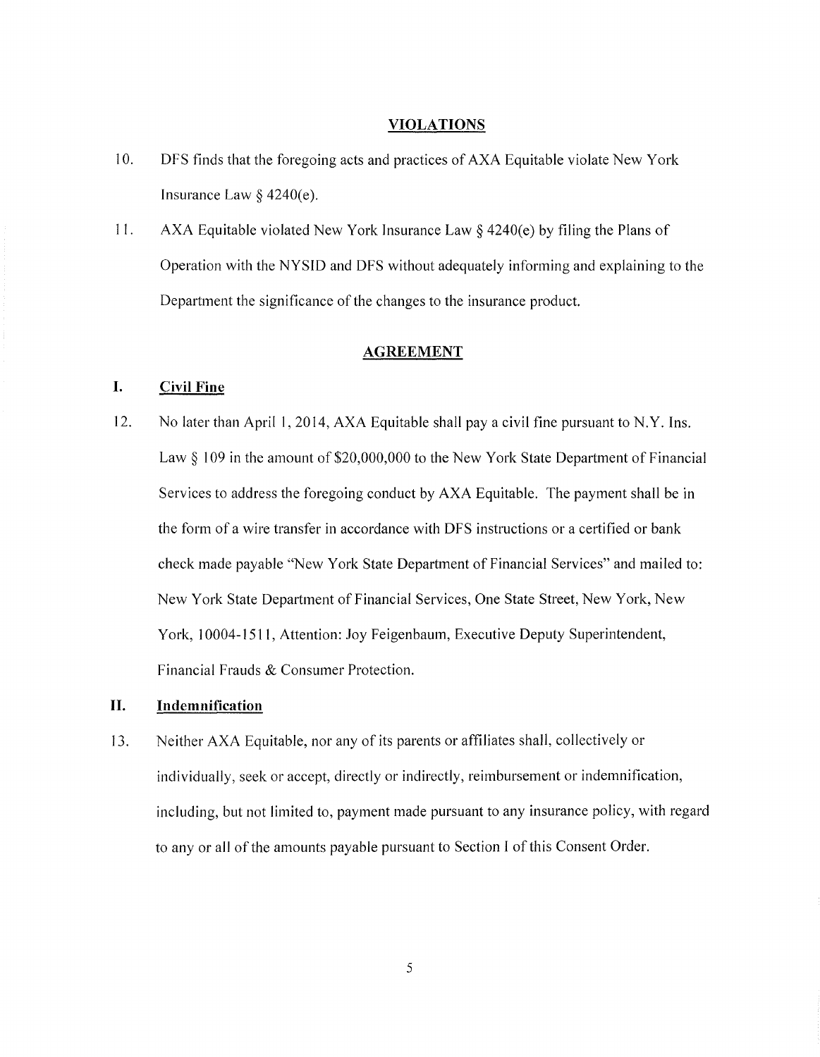## VIOLATIONS

10. DFS finds that the foregoing acts and practices of AXA Equitable violate New York Insurance Law § 4240(e).

11. AXA Equitable violated New York Insurance Law § 4240(e) by filing the Plans of Operation with the NYSID and DFS without adequately informing and explaining to the Department the significance of the changes to the insurance product.

## AGREEMENT

### I. Civil Fine

12. No later than April 1, 2014, AXA Equitable shall pay a civil fine pursuant to N.Y. Ins. Law § 109 in the amount of $20,000,000 to the New York State Department of Financial Services to address the foregoing conduct by AXA Equitable. The payment shall be in the form of a wire transfer in accordance with DFS instructions or a certified or bank check made payable "New York State Department of Financial Services" and mailed to: New York State Department of Financial Services, One State Street, New York, New York, 10004-1511, Attention: Joy Feigenbaum, Executive Deputy Superintendent, Financial Frauds & Consumer Protection.

### II. Indemnification

13. Neither AXA Equitable, nor any of its parents or affiliates shall, collectively or individually, seek or accept, directly or indirectly, reimbursement or indemnification, including, but not limited to, payment made pursuant to any insurance policy, with regard to any or all of the amounts payable pursuant to Section I of this Consent Order.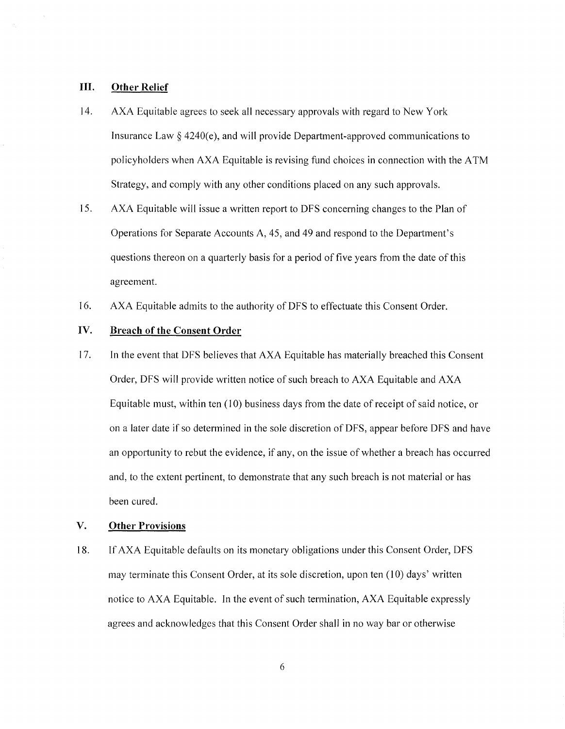## III. Other Relief

14. AXA Equitable agrees to seek all necessary approvals with regard to New York Insurance Law § 4240(e), and will provide Department-approved communications to policyholders when AXA Equitable is revising fund choices in connection with the ATM Strategy, and comply with any other conditions placed on any such approvals.

15. AXA Equitable will issue a written report to DFS concerning changes to the Plan of Operations for Separate Accounts A, 45, and 49 and respond to the Department's questions thereon on a quarterly basis for a period of five years from the date of this agreement.

16. AXA Equitable admits to the authority of DFS to effectuate this Consent Order.

## IV. Breach of the Consent Order

17. In the event that DFS believes that AXA Equitable has materially breached this Consent Order, DFS will provide written notice of such breach to AXA Equitable and AXA Equitable must, within ten (10) business days from the date of receipt of said notice, or on a later date if so determined in the sole discretion of DFS, appear before DFS and have an opportunity to rebut the evidence, if any, on the issue of whether a breach has occurred and, to the extent pertinent, to demonstrate that any such breach is not material or has been cured.

## V. Other Provisions

18. If AXA Equitable defaults on its monetary obligations under this Consent Order, DFS may terminate this Consent Order, at its sole discretion, upon ten (10) days' written notice to AXA Equitable. In the event of such termination, AXA Equitable expressly agrees and acknowledges that this Consent Order shall in no way bar or otherwise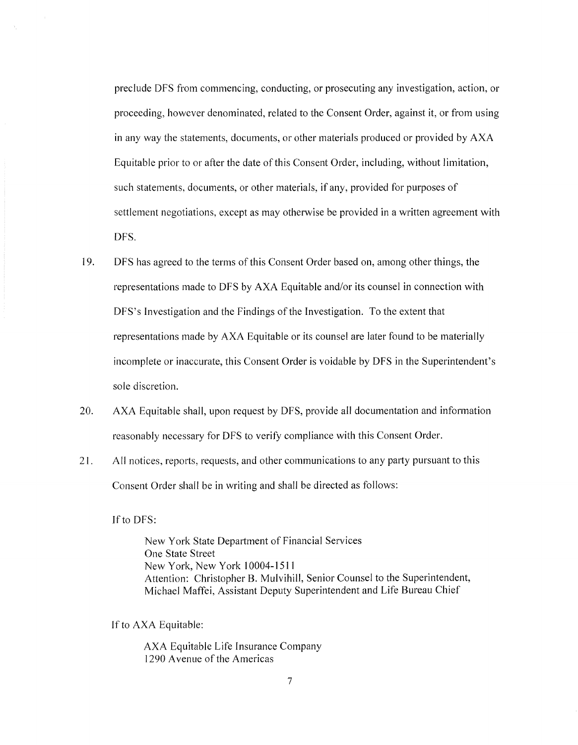preclude DFS from commencing, conducting, or prosecuting any investigation, action, or proceeding, however denominated, related to the Consent Order, against it, or from using in any way the statements, documents, or other materials produced or provided by AXA Equitable prior to or after the date of this Consent Order, including, without limitation, such statements, documents, or other materials, if any, provided for purposes of settlement negotiations, except as may otherwise be provided in a written agreement with DFS.

19. DFS has agreed to the terms of this Consent Order based on, among other things, the representations made to DFS by AXA Equitable and/or its counsel in connection with DFS's Investigation and the Findings of the Investigation. To the extent that representations made by AXA Equitable or its counsel are later found to be materially incomplete or inaccurate, this Consent Order is voidable by DFS in the Superintendent's sole discretion.

20. AXA Equitable shall, upon request by DFS, provide all documentation and information reasonably necessary for DFS to verify compliance with this Consent Order.

21. All notices, reports, requests, and other communications to any party pursuant to this Consent Order shall be in writing and shall be directed as follows:

If to DFS:

New York State Department of Financial Services
One State Street
New York, New York 10004-1511
Attention: Christopher B. Mulvihill, Senior Counsel to the Superintendent,
Michael Maffei, Assistant Deputy Superintendent and Life Bureau Chief

If to AXA Equitable:

AXA Equitable Life Insurance Company
1290 Avenue of the Americas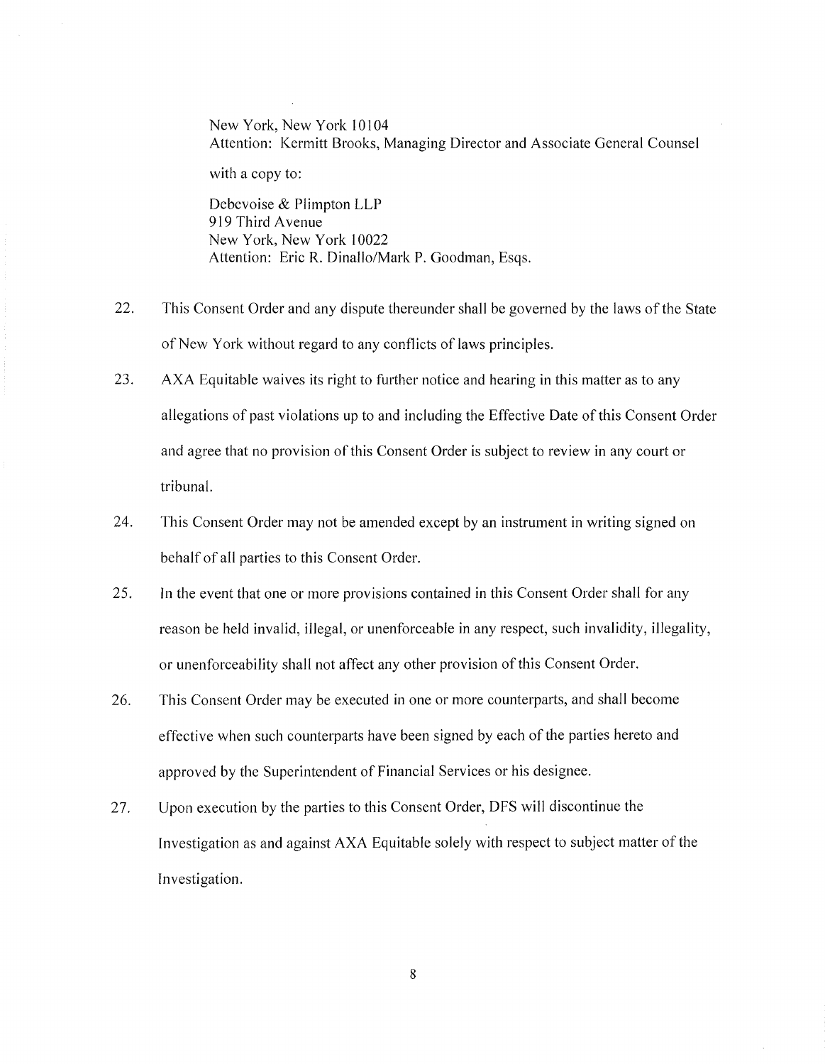New York, New York 10104
Attention: Kermitt Brooks, Managing Director and Associate General Counsel

with a copy to:

Debevoise & Plimpton LLP
919 Third Avenue
New York, New York 10022
Attention: Eric R. Dinallo/Mark P. Goodman, Esqs.

22. This Consent Order and any dispute thereunder shall be governed by the laws of the State of New York without regard to any conflicts of laws principles.

23. AXA Equitable waives its right to further notice and hearing in this matter as to any allegations of past violations up to and including the Effective Date of this Consent Order and agree that no provision of this Consent Order is subject to review in any court or tribunal.

24. This Consent Order may not be amended except by an instrument in writing signed on behalf of all parties to this Consent Order.

25. In the event that one or more provisions contained in this Consent Order shall for any reason be held invalid, illegal, or unenforceable in any respect, such invalidity, illegality, or unenforceability shall not affect any other provision of this Consent Order.

26. This Consent Order may be executed in one or more counterparts, and shall become effective when such counterparts have been signed by each of the parties hereto and approved by the Superintendent of Financial Services or his designee.

27. Upon execution by the parties to this Consent Order, DFS will discontinue the Investigation as and against AXA Equitable solely with respect to subject matter of the Investigation.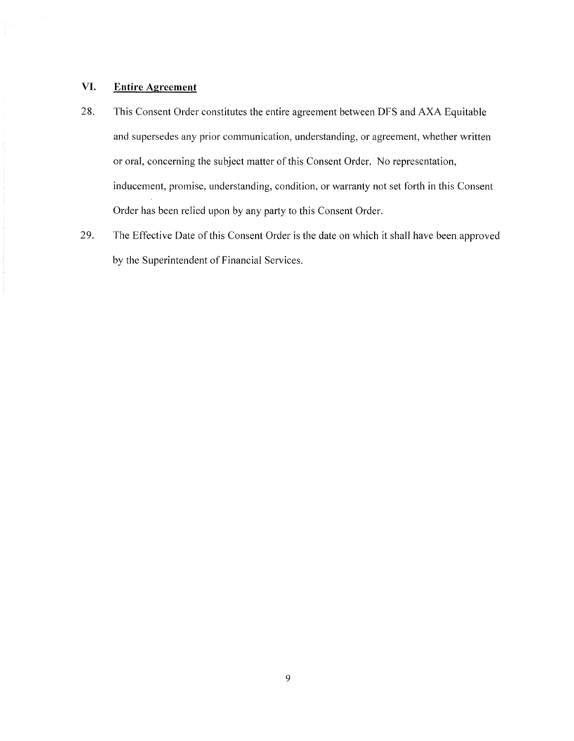## VI. Entire Agreement

28. This Consent Order constitutes the entire agreement between DFS and AXA Equitable and supersedes any prior communication, understanding, or agreement, whether written or oral, concerning the subject matter of this Consent Order. No representation, inducement, promise, understanding, condition, or warranty not set forth in this Consent Order has been relied upon by any party to this Consent Order.

29. The Effective Date of this Consent Order is the date on which it shall have been approved by the Superintendent of Financial Services.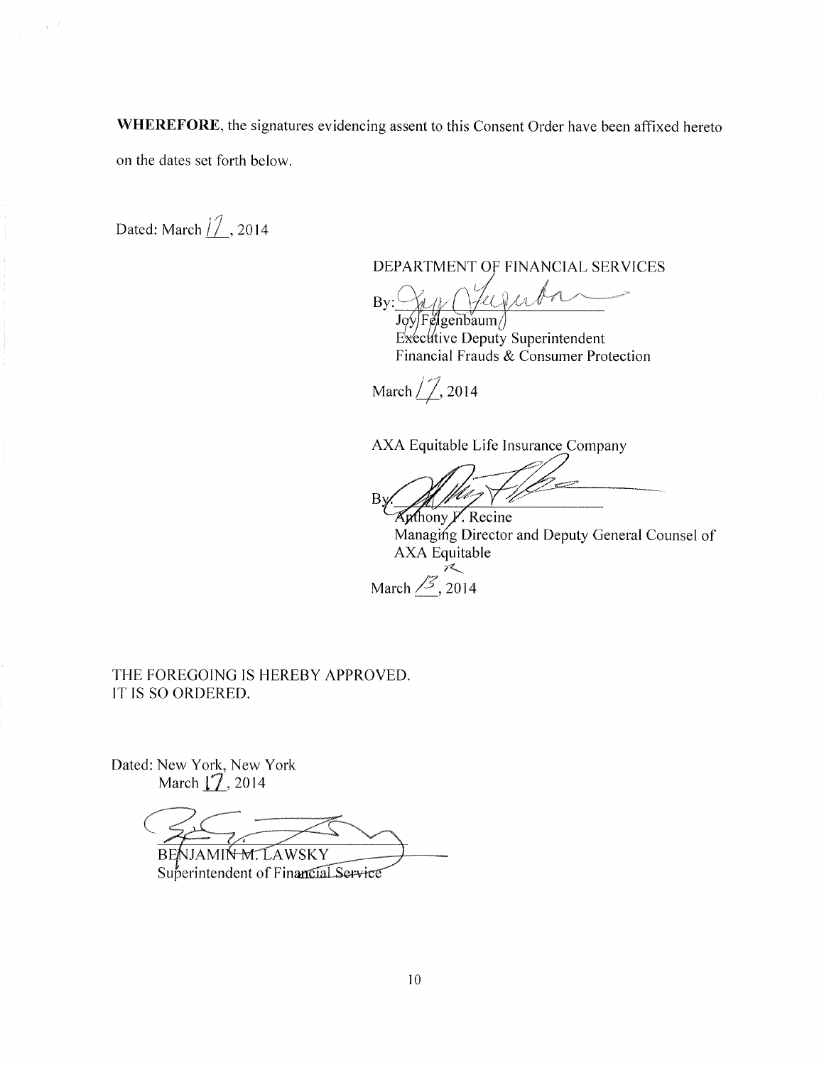**WHEREFORE**, the signatures evidencing assent to this Consent Order have been affixed hereto on the dates set forth below.

Dated: March 17, 2014

DEPARTMENT OF FINANCIAL SERVICES

By: ______________________
Joy Feigenbaum
Executive Deputy Superintendent
Financial Frauds & Consumer Protection

March 17, 2014

AXA Equitable Life Insurance Company

By: ______________________
Anthony F. Recine
Managing Director and Deputy General Counsel of AXA Equitable

March 13, 2014

THE FOREGOING IS HEREBY APPROVED.
IT IS SO ORDERED.

Dated: New York, New York
March 17, 2014

______________________
BENJAMIN M. LAWSKY
Superintendent of Financial Services